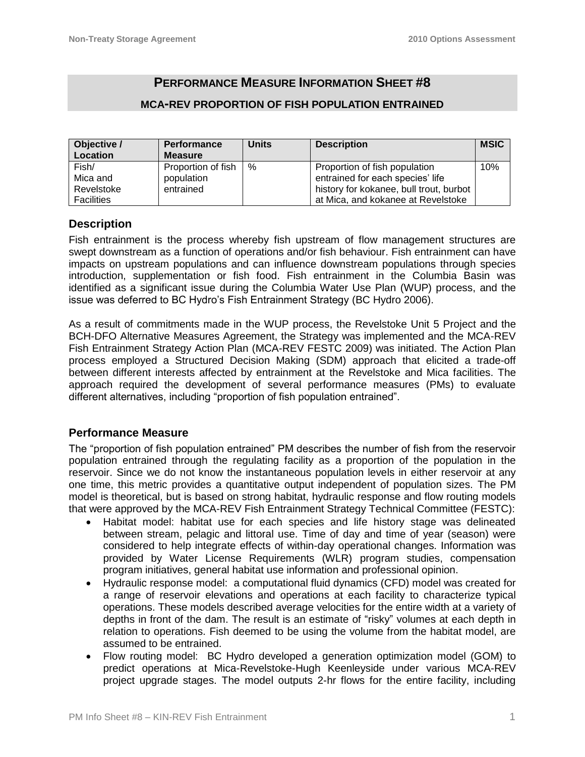## Performance Measure Information Sheet #8

### MCA-REV PROPORTION OF FISH POPULATION ENTRAINED

| Objective / Location | Performance Measure | Units | Description | MSIC |
|---|---|---|---|---|
| Fish/ Mica and Revelstoke Facilities | Proportion of fish population entrained | % | Proportion of fish population entrained for each species' life history for kokanee, bull trout, burbot at Mica, and kokanee at Revelstoke | 10% |

### Description

Fish entrainment is the process whereby fish upstream of flow management structures are swept downstream as a function of operations and/or fish behaviour. Fish entrainment can have impacts on upstream populations and can influence downstream populations through species introduction, supplementation or fish food. Fish entrainment in the Columbia Basin was identified as a significant issue during the Columbia Water Use Plan (WUP) process, and the issue was deferred to BC Hydro's Fish Entrainment Strategy (BC Hydro 2006).

As a result of commitments made in the WUP process, the Revelstoke Unit 5 Project and the BCH-DFO Alternative Measures Agreement, the Strategy was implemented and the MCA-REV Fish Entrainment Strategy Action Plan (MCA-REV FESTC 2009) was initiated. The Action Plan process employed a Structured Decision Making (SDM) approach that elicited a trade-off between different interests affected by entrainment at the Revelstoke and Mica facilities. The approach required the development of several performance measures (PMs) to evaluate different alternatives, including "proportion of fish population entrained".

### Performance Measure

The "proportion of fish population entrained" PM describes the number of fish from the reservoir population entrained through the regulating facility as a proportion of the population in the reservoir. Since we do not know the instantaneous population levels in either reservoir at any one time, this metric provides a quantitative output independent of population sizes. The PM model is theoretical, but is based on strong habitat, hydraulic response and flow routing models that were approved by the MCA-REV Fish Entrainment Strategy Technical Committee (FESTC):

- Habitat model: habitat use for each species and life history stage was delineated between stream, pelagic and littoral use. Time of day and time of year (season) were considered to help integrate effects of within-day operational changes. Information was provided by Water License Requirements (WLR) program studies, compensation program initiatives, general habitat use information and professional opinion.
- Hydraulic response model: a computational fluid dynamics (CFD) model was created for a range of reservoir elevations and operations at each facility to characterize typical operations. These models described average velocities for the entire width at a variety of depths in front of the dam. The result is an estimate of "risky" volumes at each depth in relation to operations. Fish deemed to be using the volume from the habitat model, are assumed to be entrained.
- Flow routing model: BC Hydro developed a generation optimization model (GOM) to predict operations at Mica-Revelstoke-Hugh Keenleyside under various MCA-REV project upgrade stages. The model outputs 2-hr flows for the entire facility, including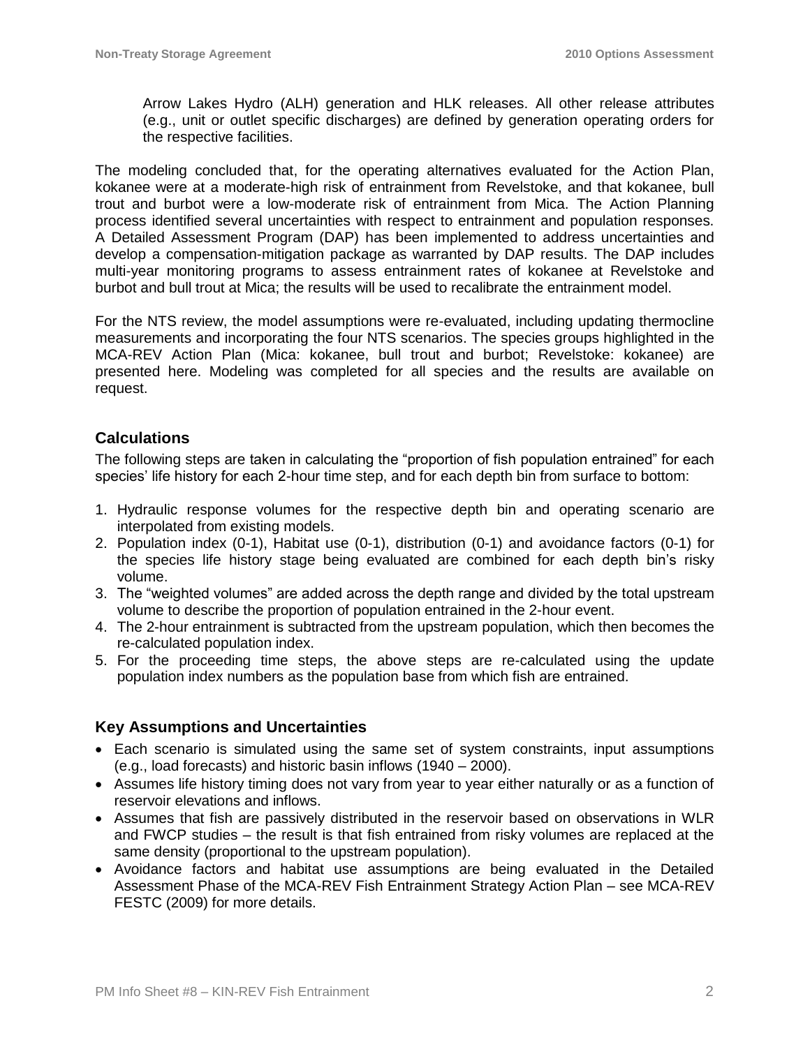Arrow Lakes Hydro (ALH) generation and HLK releases. All other release attributes (e.g., unit or outlet specific discharges) are defined by generation operating orders for the respective facilities.

The modeling concluded that, for the operating alternatives evaluated for the Action Plan, kokanee were at a moderate-high risk of entrainment from Revelstoke, and that kokanee, bull trout and burbot were a low-moderate risk of entrainment from Mica. The Action Planning process identified several uncertainties with respect to entrainment and population responses. A Detailed Assessment Program (DAP) has been implemented to address uncertainties and develop a compensation-mitigation package as warranted by DAP results. The DAP includes multi-year monitoring programs to assess entrainment rates of kokanee at Revelstoke and burbot and bull trout at Mica; the results will be used to recalibrate the entrainment model.

For the NTS review, the model assumptions were re-evaluated, including updating thermocline measurements and incorporating the four NTS scenarios. The species groups highlighted in the MCA-REV Action Plan (Mica: kokanee, bull trout and burbot; Revelstoke: kokanee) are presented here. Modeling was completed for all species and the results are available on request.

## Calculations

The following steps are taken in calculating the "proportion of fish population entrained" for each species' life history for each 2-hour time step, and for each depth bin from surface to bottom:

1. Hydraulic response volumes for the respective depth bin and operating scenario are interpolated from existing models.
2. Population index (0-1), Habitat use (0-1), distribution (0-1) and avoidance factors (0-1) for the species life history stage being evaluated are combined for each depth bin's risky volume.
3. The "weighted volumes" are added across the depth range and divided by the total upstream volume to describe the proportion of population entrained in the 2-hour event.
4. The 2-hour entrainment is subtracted from the upstream population, which then becomes the re-calculated population index.
5. For the proceeding time steps, the above steps are re-calculated using the update population index numbers as the population base from which fish are entrained.

## Key Assumptions and Uncertainties

- Each scenario is simulated using the same set of system constraints, input assumptions (e.g., load forecasts) and historic basin inflows (1940 – 2000).
- Assumes life history timing does not vary from year to year either naturally or as a function of reservoir elevations and inflows.
- Assumes that fish are passively distributed in the reservoir based on observations in WLR and FWCP studies – the result is that fish entrained from risky volumes are replaced at the same density (proportional to the upstream population).
- Avoidance factors and habitat use assumptions are being evaluated in the Detailed Assessment Phase of the MCA-REV Fish Entrainment Strategy Action Plan – see MCA-REV FESTC (2009) for more details.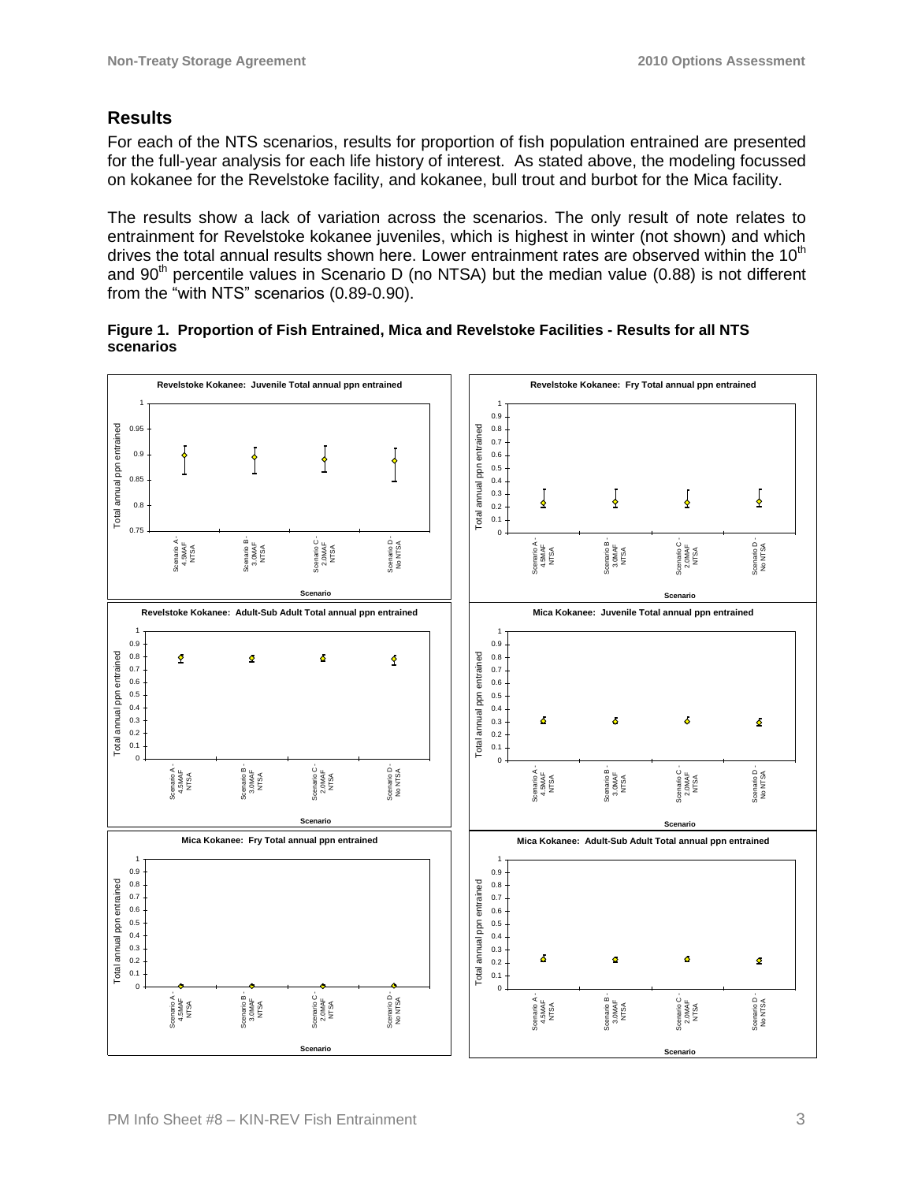## Results

For each of the NTS scenarios, results for proportion of fish population entrained are presented for the full-year analysis for each life history of interest. As stated above, the modeling focussed on kokanee for the Revelstoke facility, and kokanee, bull trout and burbot for the Mica facility.

The results show a lack of variation across the scenarios. The only result of note relates to entrainment for Revelstoke kokanee juveniles, which is highest in winter (not shown) and which drives the total annual results shown here. Lower entrainment rates are observed within the $10^{th}$ and $90^{th}$ percentile values in Scenario D (no NTSA) but the median value (0.88) is not different from the "with NTS" scenarios (0.89-0.90).

**Figure 1. Proportion of Fish Entrained, Mica and Revelstoke Facilities - Results for all NTS scenarios**

**Revelstoke Kokanee: Juvenile Total annual ppn entrained**

**Revelstoke Kokanee: Fry Total annual ppn entrained**

**Revelstoke Kokanee: Adult-Sub Adult Total annual ppn entrained**

**Mica Kokanee: Juvenile Total annual ppn entrained**

**Mica Kokanee: Fry Total annual ppn entrained**

**Mica Kokanee: Adult-Sub Adult Total annual ppn entrained**

(Each panel: y-axis "Total annual ppn entrained"; x-axis "Scenario" with categories Scenario A - 4.5MAF NTSA, Scenario B - 3.0MAF NTSA, Scenario C - 2.0MAF NTSA, Scenario D - No NTSA)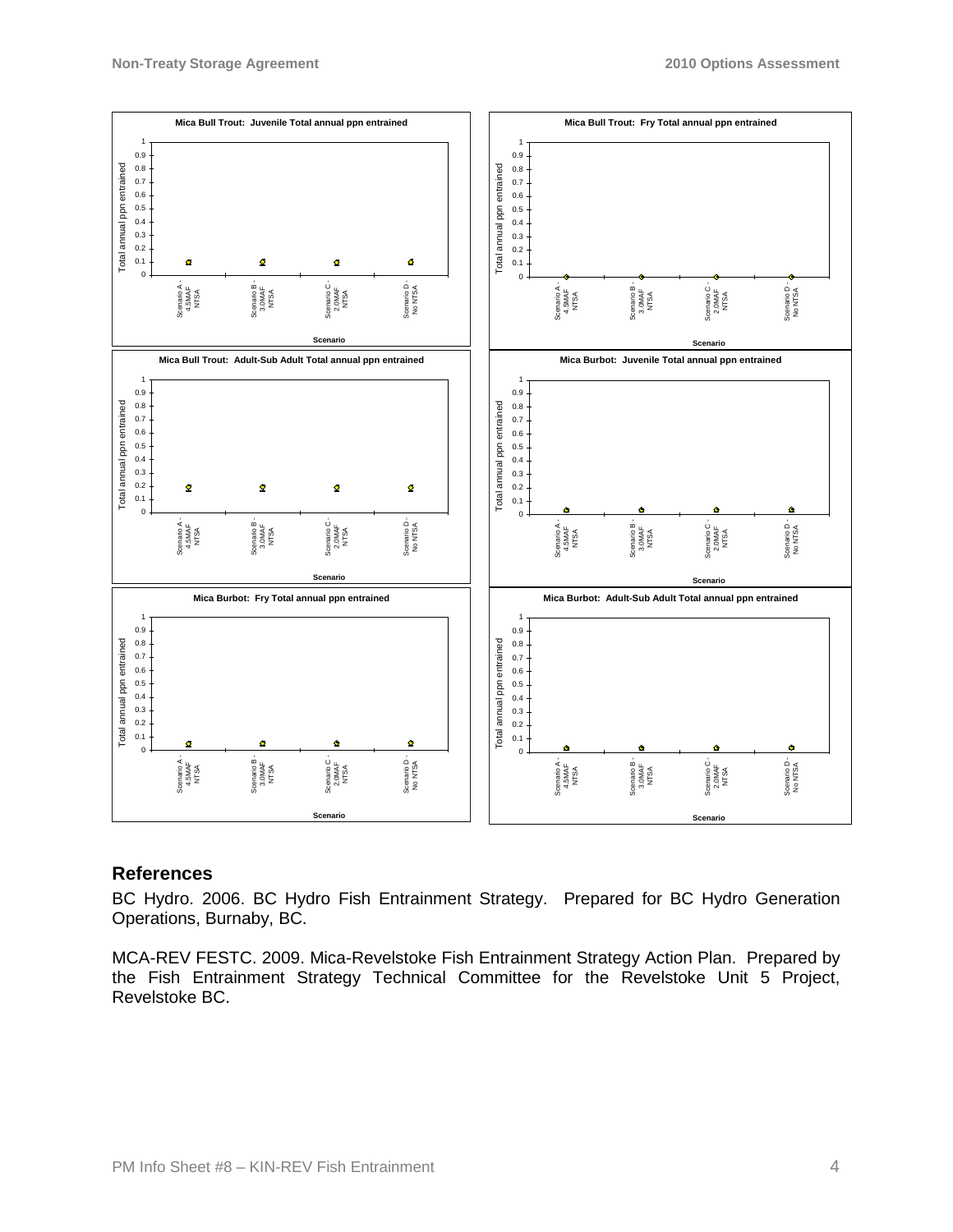Mica Bull Trout: Juvenile Total annual ppn entrained

Total annual ppn entrained

1
0.9
0.8
0.7
0.6
0.5
0.4
0.3
0.2
0.1
0

Scenario A - 4.5MAF NTSA
Scenario B - 3.0MAF NTSA
Scenario C - 2.0MAF NTSA
Scenario D - No NTSA

Scenario

Mica Bull Trout: Fry Total annual ppn entrained

Total annual ppn entrained

1
0.9
0.8
0.7
0.6
0.5
0.4
0.3
0.2
0.1
0

Scenario A - 4.5MAF NTSA
Scenario B - 3.0MAF NTSA
Scenario C - 2.0MAF NTSA
Scenario D - No NTSA

Scenario

Mica Bull Trout: Adult-Sub Adult Total annual ppn entrained

Total annual ppn entrained

1
0.9
0.8
0.7
0.6
0.5
0.4
0.3
0.2
0.1
0

Scenario A - 4.5MAF NTSA
Scenario B - 3.0MAF NTSA
Scenario C - 2.0MAF NTSA
Scenario D - No NTSA

Scenario

Mica Burbot: Juvenile Total annual ppn entrained

Total annual ppn entrained

1
0.9
0.8
0.7
0.6
0.5
0.4
0.3
0.2
0.1
0

Scenario A - 4.5MAF NTSA
Scenario B - 3.0MAF NTSA
Scenario C - 2.0MAF NTSA
Scenario D - No NTSA

Scenario

Mica Burbot: Fry Total annual ppn entrained

Total annual ppn entrained

1
0.9
0.8
0.7
0.6
0.5
0.4
0.3
0.2
0.1
0

Scenario A - 4.5MAF NTSA
Scenario B - 3.0MAF NTSA
Scenario C - 2.0MAF NTSA
Scenario D - No NTSA

Scenario

Mica Burbot: Adult-Sub Adult Total annual ppn entrained

Total annual ppn entrained

1
0.9
0.8
0.7
0.6
0.5
0.4
0.3
0.2
0.1
0

Scenario A - 4.5MAF NTSA
Scenario B - 3.0MAF NTSA
Scenario C - 2.0MAF NTSA
Scenario D - No NTSA

Scenario

## References

BC Hydro. 2006. BC Hydro Fish Entrainment Strategy. Prepared for BC Hydro Generation Operations, Burnaby, BC.

MCA-REV FESTC. 2009. Mica-Revelstoke Fish Entrainment Strategy Action Plan. Prepared by the Fish Entrainment Strategy Technical Committee for the Revelstoke Unit 5 Project, Revelstoke BC.